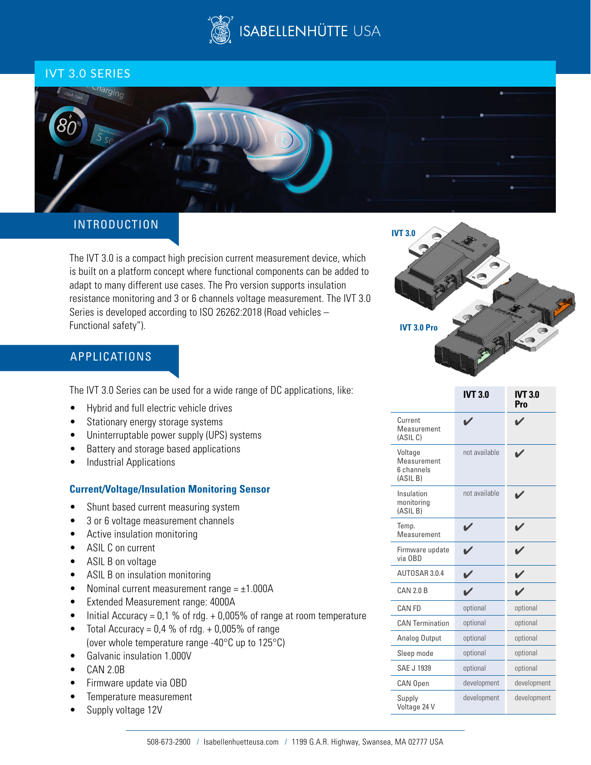# IVT 3.0 SERIES

## INTRODUCTION

The IVT 3.0 is a compact high precision current measurement device, which is built on a platform concept where functional components can be added to adapt to many different use cases. The Pro version supports insulation resistance monitoring and 3 or 6 channels voltage measurement. The IVT 3.0 Series is developed according to ISO 26262:2018 (Road vehicles – Functional safety").

## APPLICATIONS

The IVT 3.0 Series can be used for a wide range of DC applications, like:

- Hybrid and full electric vehicle drives
- Stationary energy storage systems
- Uninterruptable power supply (UPS) systems
- Battery and storage based applications
- Industrial Applications

### Current/Voltage/Insulation Monitoring Sensor

- Shunt based current measuring system
- 3 or 6 voltage measurement channels
- Active insulation monitoring
- ASIL C on current
- ASIL B on voltage
- ASIL B on insulation monitoring
- Nominal current measurement range = ±1.000A
- Extended Measurement range: 4000A
- Initial Accuracy = 0,1 % of rdg. + 0,005% of range at room temperature
- Total Accuracy = 0,4 % of rdg. + 0,005% of range (over whole temperature range -40°C up to 125°C)
- Galvanic insulation 1.000V
- CAN 2.0B
- Firmware update via OBD
- Temperature measurement
- Supply voltage 12V

IVT 3.0

IVT 3.0 Pro

| | IVT 3.0 | IVT 3.0 Pro |
|---|---|---|
| Current Measurement (ASIL C) | ✔ | ✔ |
| Voltage Measurement 6 channels (ASIL B) | not available | ✔ |
| Insulation monitoring (ASIL B) | not available | ✔ |
| Temp. Measurement | ✔ | ✔ |
| Firmware update via OBD | ✔ | ✔ |
| AUTOSAR 3.0.4 | ✔ | ✔ |
| CAN 2.0 B | ✔ | ✔ |
| CAN FD | optional | optional |
| CAN Termination | optional | optional |
| Analog Output | optional | optional |
| Sleep mode | optional | optional |
| SAE J 1939 | optional | optional |
| CAN Open | development | development |
| Supply Voltage 24 V | development | development |

508-673-2900 / Isabellenhuetteusa.com / 1199 G.A.R. Highway, Swansea, MA 02777 USA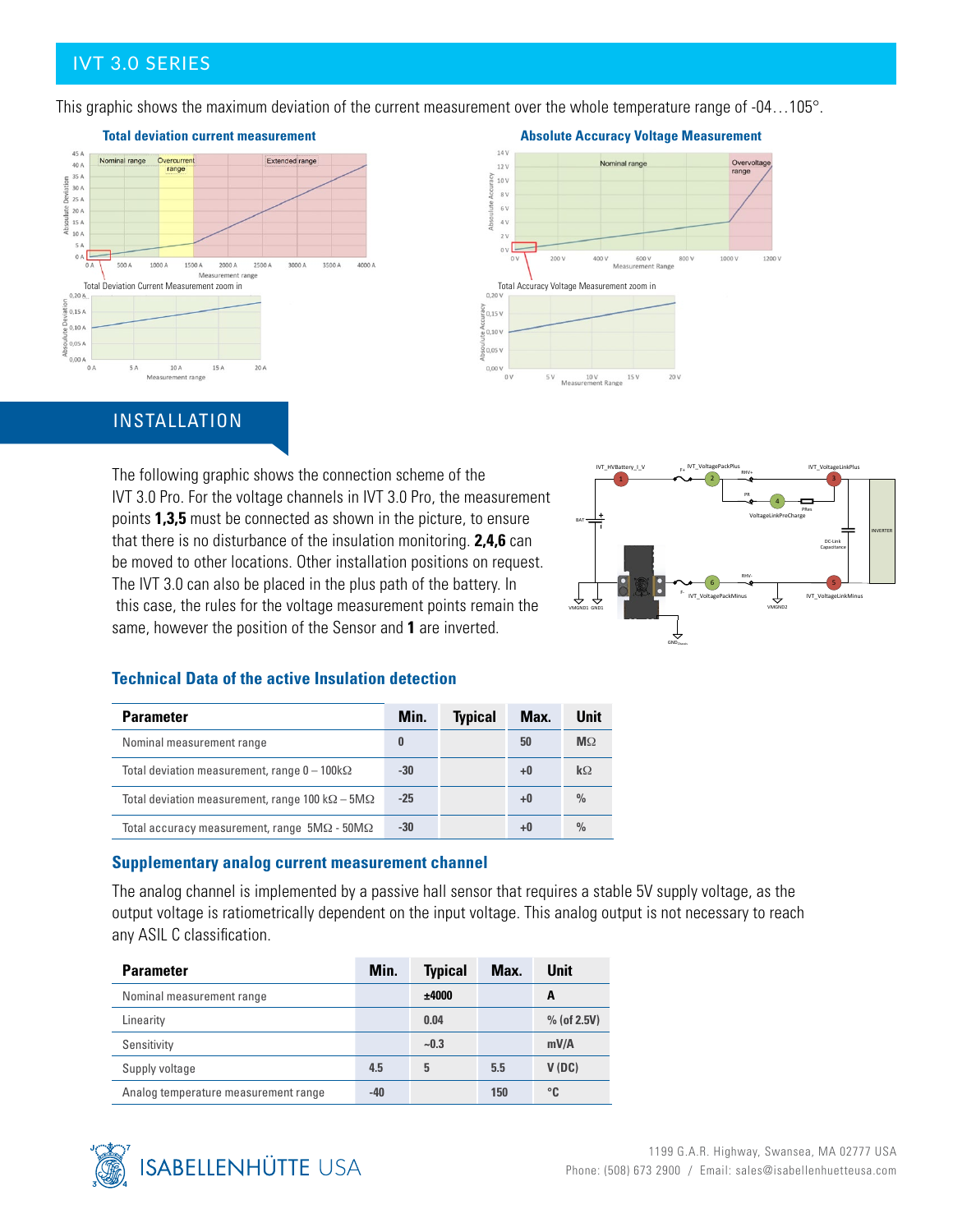## IVT 3.0 SERIES

This graphic shows the maximum deviation of the current measurement over the whole temperature range of -04…105°.

**Total deviation current measurement**

Nominal range
Overcurrent range
Extended range
Absolute Deviation
45 A
40 A
35 A
30 A
25 A
20 A
15 A
10 A
5 A
0 A
0 A 500 A 1000 A 1500 A 2000 A 2500 A 3000 A 3500 A 4000 A
Measurement range

Total Deviation Current Measurement zoom in

Absolute Deviation
0,20 A
0,15 A
0,10 A
0,05 A
0,00 A
0 A 5 A 10 A 15 A 20 A
Measurement range

**Absolute Accuracy Voltage Measurement**

Nominal range
Overvoltage range
Absolute Accuracy
14 V
12 V
10 V
8 V
6 V
4 V
2 V
0 V
0 V 200 V 400 V 600 V 800 V 1000 V 1200 V
Measurement Range

Total Accuracy Voltage Measurement zoom in

Absolute Accuracy
0,20 V
0,15 V
0,10 V
0,05 V
0,00 V
0 V 5 V 10 V 15 V 20 V
Measurement Range

## INSTALLATION

The following graphic shows the connection scheme of the IVT 3.0 Pro. For the voltage channels in IVT 3.0 Pro, the measurement points **1,3,5** must be connected as shown in the picture, to ensure that there is no disturbance of the insulation monitoring. **2,4,6** can be moved to other locations. Other installation positions on request. The IVT 3.0 can also be placed in the plus path of the battery. In this case, the rules for the voltage measurement points remain the same, however the position of the Sensor and **1** are inverted.

IVT_HVBattery_I_V
F+
IVT_VoltagePackPlus
RHV+
IVT_VoltageLinkPlus
1
2
3
BAT
PR
4
PRes
VoltageLinkPreCharge
DC-Link Capacitance
INVERTER
RHV-
6
5
E-
IVT_VoltagePackMinus
IVT_VoltageLinkMinus
VMGND1 GND1
VMGND2
GND_Chassis

### Technical Data of the active Insulation detection

| Parameter | Min. | Typical | Max. | Unit |
|---|---|---|---|---|
| Nominal measurement range | 0 | | 50 | MΩ |
| Total deviation measurement, range 0 – 100kΩ | -30 | | +0 | kΩ |
| Total deviation measurement, range 100 kΩ – 5MΩ | -25 | | +0 | % |
| Total accuracy measurement, range 5MΩ - 50MΩ | -30 | | +0 | % |

### Supplementary analog current measurement channel

The analog channel is implemented by a passive hall sensor that requires a stable 5V supply voltage, as the output voltage is ratiometrically dependent on the input voltage. This analog output is not necessary to reach any ASIL C classification.

| Parameter | Min. | Typical | Max. | Unit |
|---|---|---|---|---|
| Nominal measurement range | | ±4000 | | A |
| Linearity | | 0.04 | | % (of 2.5V) |
| Sensitivity | | ~0.3 | | mV/A |
| Supply voltage | 4.5 | 5 | 5.5 | V (DC) |
| Analog temperature measurement range | -40 | | 150 | °C |

ISABELLENHÜTTE USA

1199 G.A.R. Highway, Swansea, MA 02777 USA
Phone: (508) 673 2900 / Email: sales@isabellenhuetteusa.com